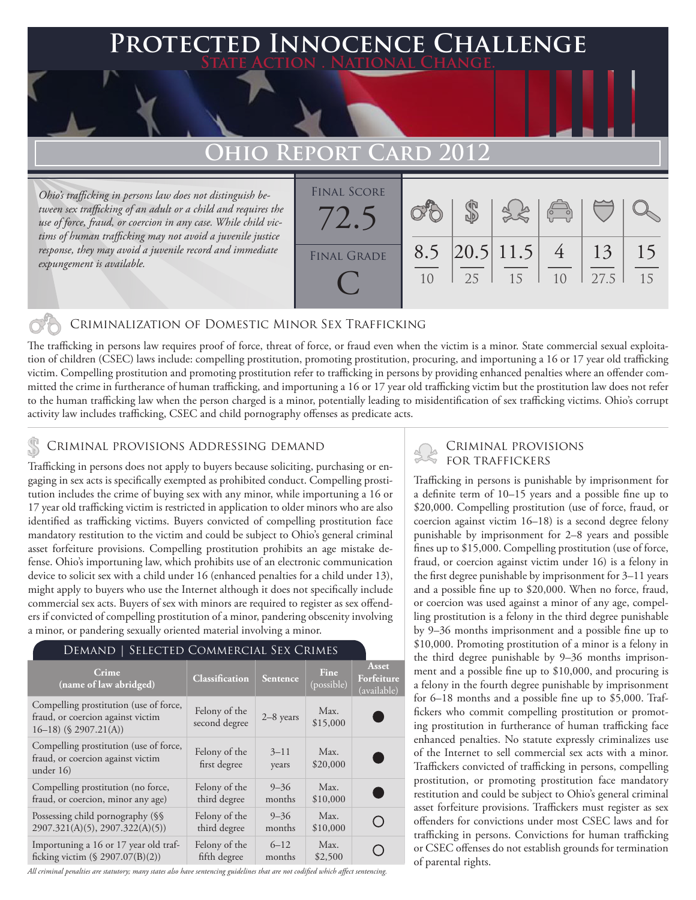# Protected Innocence Challenge

State Action . National Change.

## Ohio Report Card 2012

*Ohio's trafficking in persons law does not distinguish between sex trafficking of an adult or a child and requires the use of force, fraud, or coercion in any case. While child victims of human trafficking may not avoid a juvenile justice response, they may avoid a juvenile record and immediate expungement is available.*

Final Score
72.5

Final Grade
C

| | | | | | |
|---|---|---|---|---|---|
| 8.5/10 | 20.5/25 | 11.5/15 | 4/10 | 13/27.5 | 15/15 |

### Criminalization of Domestic Minor Sex Trafficking

The trafficking in persons law requires proof of force, threat of force, or fraud even when the victim is a minor. State commercial sexual exploitation of children (CSEC) laws include: compelling prostitution, promoting prostitution, procuring, and importuning a 16 or 17 year old trafficking victim. Compelling prostitution and promoting prostitution refer to trafficking in persons by providing enhanced penalties where an offender committed the crime in furtherance of human trafficking, and importuning a 16 or 17 year old trafficking victim but the prostitution law does not refer to the human trafficking law when the person charged is a minor, potentially leading to misidentification of sex trafficking victims. Ohio's corrupt activity law includes trafficking, CSEC and child pornography offenses as predicate acts.

### Criminal provisions Addressing demand

Trafficking in persons does not apply to buyers because soliciting, purchasing or engaging in sex acts is specifically exempted as prohibited conduct. Compelling prostitution includes the crime of buying sex with any minor, while importuning a 16 or 17 year old trafficking victim is restricted in application to older minors who are also identified as trafficking victims. Buyers convicted of compelling prostitution face mandatory restitution to the victim and could be subject to Ohio's general criminal asset forfeiture provisions. Compelling prostitution prohibits an age mistake defense. Ohio's importuning law, which prohibits use of an electronic communication device to solicit sex with a child under 16 (enhanced penalties for a child under 13), might apply to buyers who use the Internet although it does not specifically include commercial sex acts. Buyers of sex with minors are required to register as sex offenders if convicted of compelling prostitution of a minor, pandering obscenity involving a minor, or pandering sexually oriented material involving a minor.

#### Demand | Selected Commercial Sex Crimes

| Crime (name of law abridged) | Classification | Sentence | Fine (possible) | Asset Forfeiture (available) |
|---|---|---|---|---|
| Compelling prostitution (use of force, fraud, or coercion against victim 16–18) (§ 2907.21(A)) | Felony of the second degree | 2–8 years | Max. $15,000 | ● |
| Compelling prostitution (use of force, fraud, or coercion against victim under 16) | Felony of the first degree | 3–11 years | Max. $20,000 | ● |
| Compelling prostitution (no force, fraud, or coercion, minor any age) | Felony of the third degree | 9–36 months | Max. $10,000 | ● |
| Possessing child pornography (§§ 2907.321(A)(5), 2907.322(A)(5)) | Felony of the third degree | 9–36 months | Max. $10,000 | ○ |
| Importuning a 16 or 17 year old trafficking victim (§ 2907.07(B)(2)) | Felony of the fifth degree | 6–12 months | Max. $2,500 | ○ |

*All criminal penalties are statutory; many states also have sentencing guidelines that are not codified which affect sentencing.*

### Criminal provisions for traffickers

Trafficking in persons is punishable by imprisonment for a definite term of 10–15 years and a possible fine up to $20,000. Compelling prostitution (use of force, fraud, or coercion against victim 16–18) is a second degree felony punishable by imprisonment for 2–8 years and possible fines up to $15,000. Compelling prostitution (use of force, fraud, or coercion against victim under 16) is a felony in the first degree punishable by imprisonment for 3–11 years and a possible fine up to $20,000. When no force, fraud, or coercion was used against a minor of any age, compelling prostitution is a felony in the third degree punishable by 9–36 months imprisonment and a possible fine up to $10,000. Promoting prostitution of a minor is a felony in the third degree punishable by 9–36 months imprisonment and a possible fine up to $10,000, and procuring is a felony in the fourth degree punishable by imprisonment for 6–18 months and a possible fine up to $5,000. Traffickers who commit compelling prostitution or promoting prostitution in furtherance of human trafficking face enhanced penalties. No statute expressly criminalizes use of the Internet to sell commercial sex acts with a minor. Traffickers convicted of trafficking in persons, compelling prostitution, or promoting prostitution face mandatory restitution and could be subject to Ohio's general criminal asset forfeiture provisions. Traffickers must register as sex offenders for convictions under most CSEC laws and for trafficking in persons. Convictions for human trafficking or CSEC offenses do not establish grounds for termination of parental rights.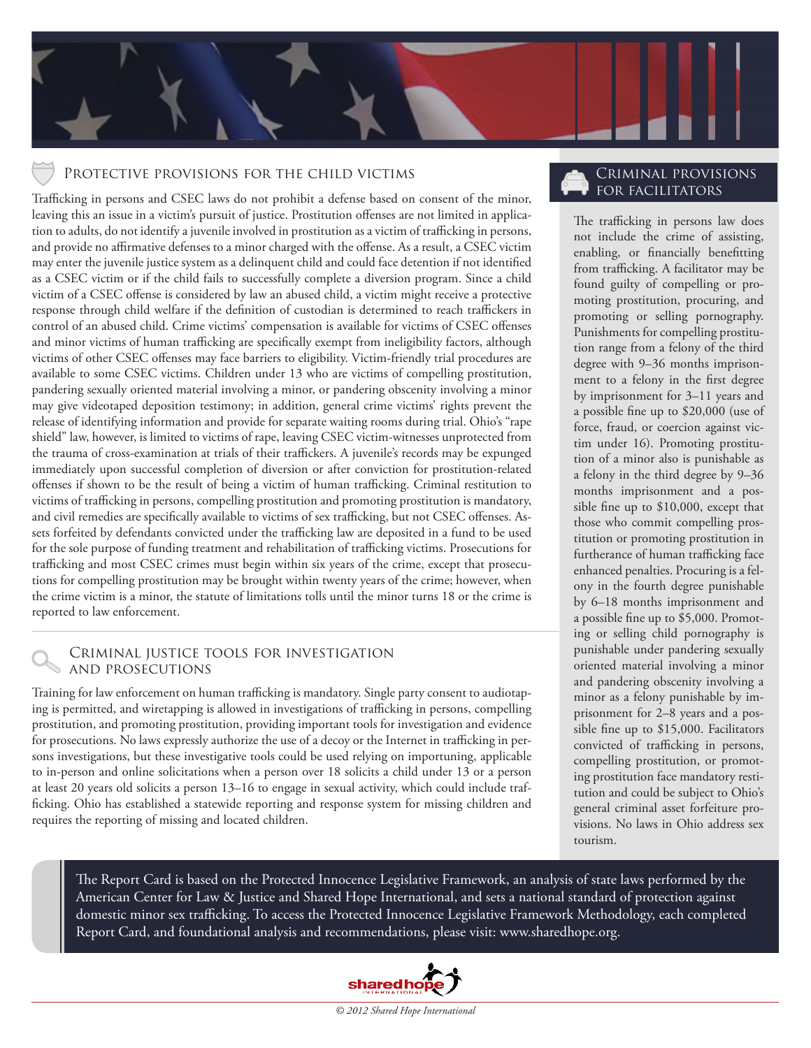## Protective provisions for the child victims

Trafficking in persons and CSEC laws do not prohibit a defense based on consent of the minor, leaving this an issue in a victim's pursuit of justice. Prostitution offenses are not limited in application to adults, do not identify a juvenile involved in prostitution as a victim of trafficking in persons, and provide no affirmative defenses to a minor charged with the offense. As a result, a CSEC victim may enter the juvenile justice system as a delinquent child and could face detention if not identified as a CSEC victim or if the child fails to successfully complete a diversion program. Since a child victim of a CSEC offense is considered by law an abused child, a victim might receive a protective response through child welfare if the definition of custodian is determined to reach traffickers in control of an abused child. Crime victims' compensation is available for victims of CSEC offenses and minor victims of human trafficking are specifically exempt from ineligibility factors, although victims of other CSEC offenses may face barriers to eligibility. Victim-friendly trial procedures are available to some CSEC victims. Children under 13 who are victims of compelling prostitution, pandering sexually oriented material involving a minor, or pandering obscenity involving a minor may give videotaped deposition testimony; in addition, general crime victims' rights prevent the release of identifying information and provide for separate waiting rooms during trial. Ohio's "rape shield" law, however, is limited to victims of rape, leaving CSEC victim-witnesses unprotected from the trauma of cross-examination at trials of their traffickers. A juvenile's records may be expunged immediately upon successful completion of diversion or after conviction for prostitution-related offenses if shown to be the result of being a victim of human trafficking. Criminal restitution to victims of trafficking in persons, compelling prostitution and promoting prostitution is mandatory, and civil remedies are specifically available to victims of sex trafficking, but not CSEC offenses. Assets forfeited by defendants convicted under the trafficking law are deposited in a fund to be used for the sole purpose of funding treatment and rehabilitation of trafficking victims. Prosecutions for trafficking and most CSEC crimes must begin within six years of the crime, except that prosecutions for compelling prostitution may be brought within twenty years of the crime; however, when the crime victim is a minor, the statute of limitations tolls until the minor turns 18 or the crime is reported to law enforcement.

## Criminal justice tools for investigation and prosecutions

Training for law enforcement on human trafficking is mandatory. Single party consent to audiotaping is permitted, and wiretapping is allowed in investigations of trafficking in persons, compelling prostitution, and promoting prostitution, providing important tools for investigation and evidence for prosecutions. No laws expressly authorize the use of a decoy or the Internet in trafficking in persons investigations, but these investigative tools could be used relying on importuning, applicable to in-person and online solicitations when a person over 18 solicits a child under 13 or a person at least 20 years old solicits a person 13–16 to engage in sexual activity, which could include trafficking. Ohio has established a statewide reporting and response system for missing children and requires the reporting of missing and located children.

## Criminal provisions for facilitators

The trafficking in persons law does not include the crime of assisting, enabling, or financially benefitting from trafficking. A facilitator may be found guilty of compelling or promoting prostitution, procuring, and promoting or selling pornography. Punishments for compelling prostitution range from a felony of the third degree with 9–36 months imprisonment to a felony in the first degree by imprisonment for 3–11 years and a possible fine up to $20,000 (use of force, fraud, or coercion against victim under 16). Promoting prostitution of a minor also is punishable as a felony in the third degree by 9–36 months imprisonment and a possible fine up to $10,000, except that those who commit compelling prostitution or promoting prostitution in furtherance of human trafficking face enhanced penalties. Procuring is a felony in the fourth degree punishable by 6–18 months imprisonment and a possible fine up to $5,000. Promoting or selling child pornography is punishable under pandering sexually oriented material involving a minor and pandering obscenity involving a minor as a felony punishable by imprisonment for 2–8 years and a possible fine up to $15,000. Facilitators convicted of trafficking in persons, compelling prostitution, or promoting prostitution face mandatory restitution and could be subject to Ohio's general criminal asset forfeiture provisions. No laws in Ohio address sex tourism.

The Report Card is based on the Protected Innocence Legislative Framework, an analysis of state laws performed by the American Center for Law & Justice and Shared Hope International, and sets a national standard of protection against domestic minor sex trafficking. To access the Protected Innocence Legislative Framework Methodology, each completed Report Card, and foundational analysis and recommendations, please visit: www.sharedhope.org.

shared hope INTERNATIONAL

*© 2012 Shared Hope International*